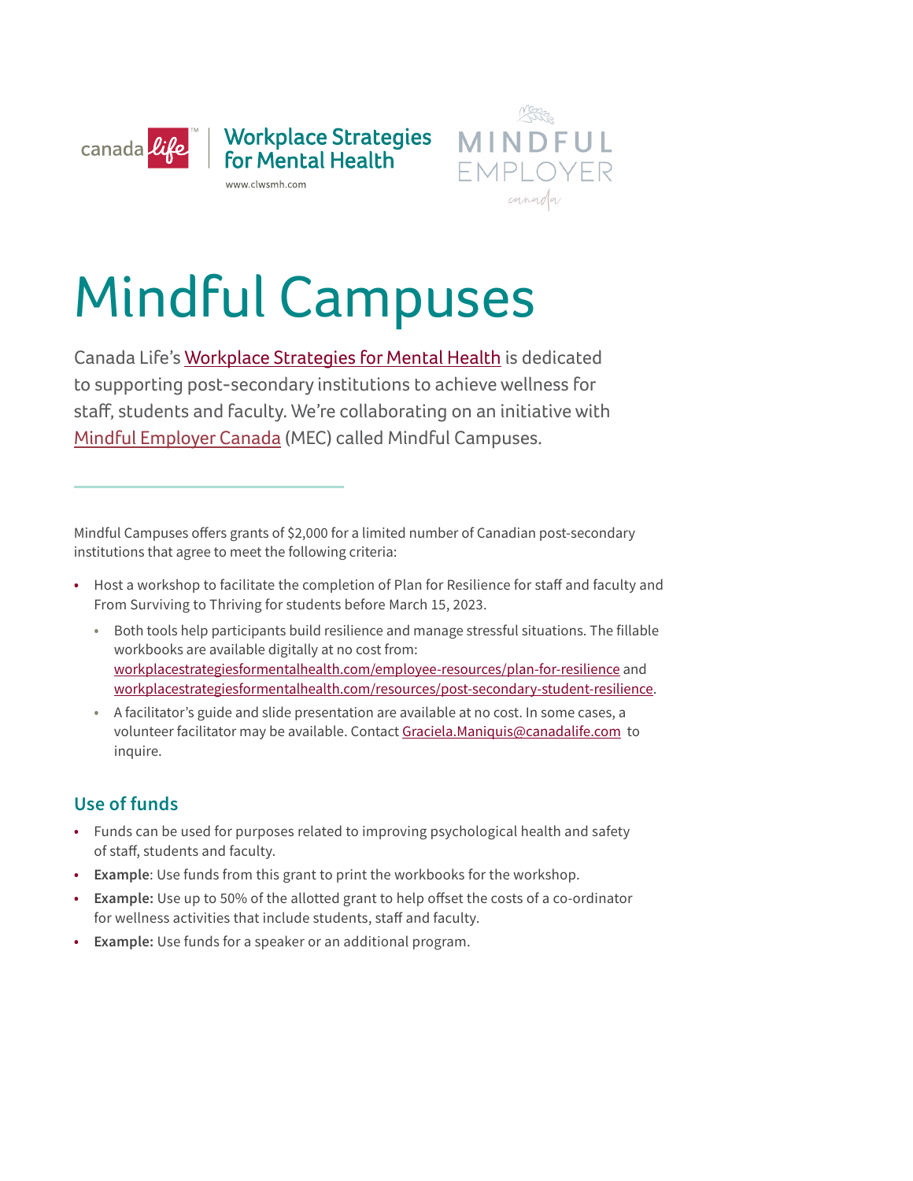# Mindful Campuses

Canada Life's Workplace Strategies for Mental Health is dedicated to supporting post-secondary institutions to achieve wellness for staff, students and faculty. We're collaborating on an initiative with Mindful Employer Canada (MEC) called Mindful Campuses.

Mindful Campuses offers grants of $2,000 for a limited number of Canadian post-secondary institutions that agree to meet the following criteria:

- Host a workshop to facilitate the completion of Plan for Resilience for staff and faculty and From Surviving to Thriving for students before March 15, 2023.
  - Both tools help participants build resilience and manage stressful situations. The fillable workbooks are available digitally at no cost from: workplacestrategiesformentalhealth.com/employee-resources/plan-for-resilience and workplacestrategiesformentalhealth.com/resources/post-secondary-student-resilience.
  - A facilitator's guide and slide presentation are available at no cost. In some cases, a volunteer facilitator may be available. Contact Graciela.Maniquis@canadalife.com to inquire.

## Use of funds

- Funds can be used for purposes related to improving psychological health and safety of staff, students and faculty.
- **Example**: Use funds from this grant to print the workbooks for the workshop.
- **Example:** Use up to 50% of the allotted grant to help offset the costs of a co-ordinator for wellness activities that include students, staff and faculty.
- **Example:** Use funds for a speaker or an additional program.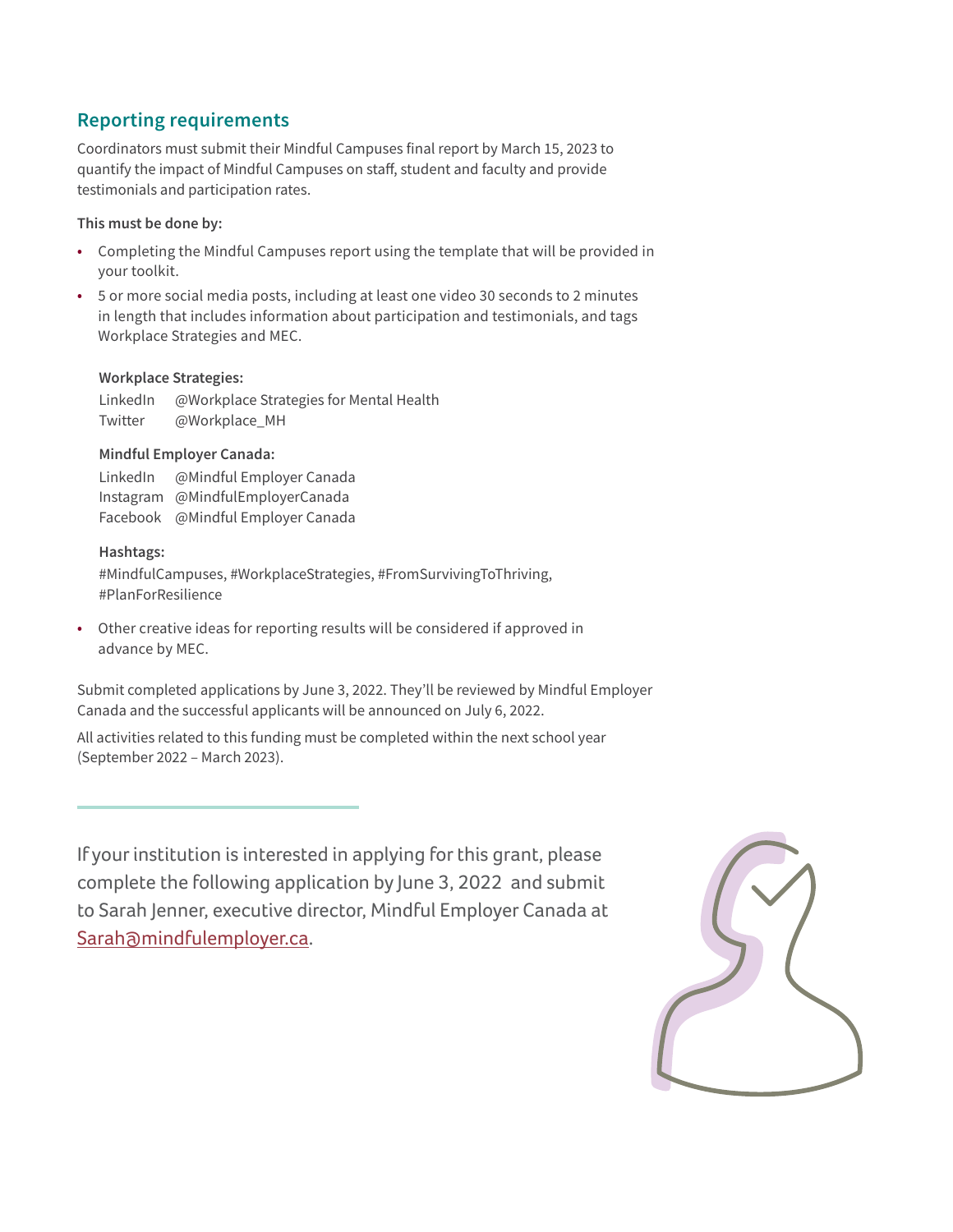## Reporting requirements

Coordinators must submit their Mindful Campuses final report by March 15, 2023 to quantify the impact of Mindful Campuses on staff, student and faculty and provide testimonials and participation rates.

**This must be done by:**

- Completing the Mindful Campuses report using the template that will be provided in your toolkit.
- 5 or more social media posts, including at least one video 30 seconds to 2 minutes in length that includes information about participation and testimonials, and tags Workplace Strategies and MEC.

  **Workplace Strategies:**

  LinkedIn @Workplace Strategies for Mental Health
  Twitter @Workplace_MH

  **Mindful Employer Canada:**

  LinkedIn @Mindful Employer Canada
  Instagram @MindfulEmployerCanada
  Facebook @Mindful Employer Canada

  **Hashtags:**

  #MindfulCampuses, #WorkplaceStrategies, #FromSurvivingToThriving, #PlanForResilience

- Other creative ideas for reporting results will be considered if approved in advance by MEC.

Submit completed applications by June 3, 2022. They'll be reviewed by Mindful Employer Canada and the successful applicants will be announced on July 6, 2022.

All activities related to this funding must be completed within the next school year (September 2022 – March 2023).

---

If your institution is interested in applying for this grant, please complete the following application by June 3, 2022 and submit to Sarah Jenner, executive director, Mindful Employer Canada at Sarah@mindfulemployer.ca.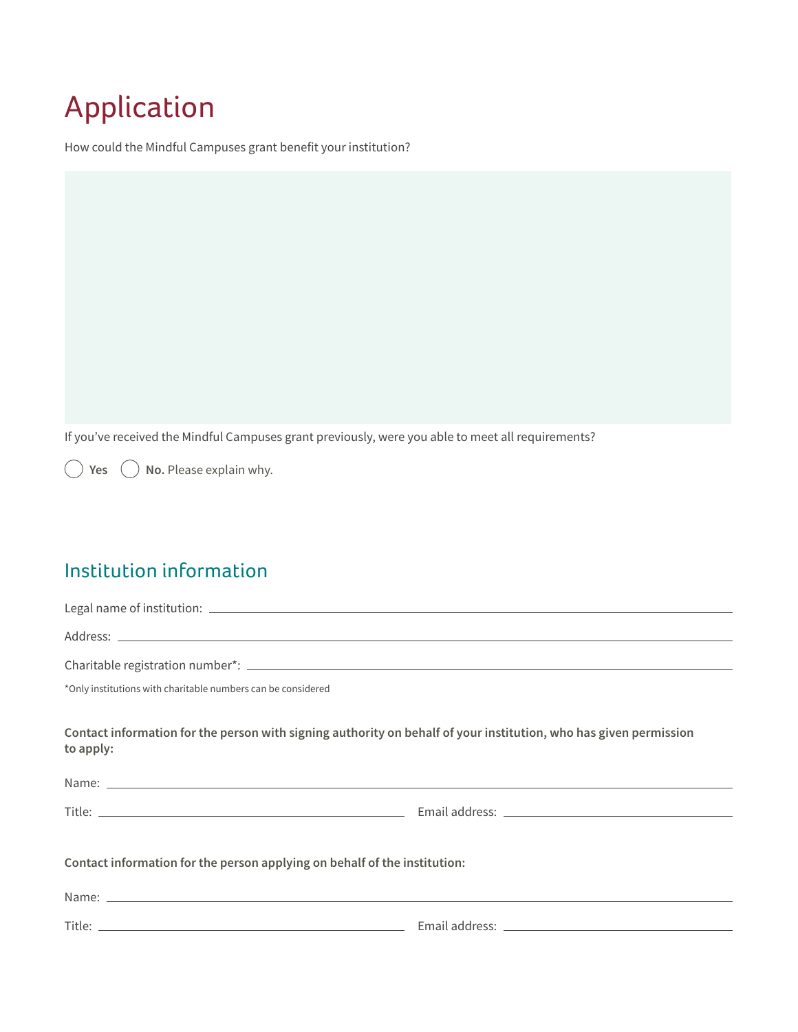# Application

How could the Mindful Campuses grant benefit your institution?

If you've received the Mindful Campuses grant previously, were you able to meet all requirements?

◯ **Yes** ◯ **No.** Please explain why.

## Institution information

Legal name of institution: \_\_\_\_\_\_\_\_\_\_\_\_\_\_\_\_\_\_\_\_\_\_\_\_\_\_\_\_\_\_

Address: \_\_\_\_\_\_\_\_\_\_\_\_\_\_\_\_\_\_\_\_\_\_\_\_\_\_\_\_\_\_

Charitable registration number*: \_\_\_\_\_\_\_\_\_\_\_\_\_\_\_\_\_\_\_\_\_\_\_\_\_\_\_\_\_\_

*Only institutions with charitable numbers can be considered

**Contact information for the person with signing authority on behalf of your institution, who has given permission to apply:**

Name: \_\_\_\_\_\_\_\_\_\_\_\_\_\_\_\_\_\_\_\_\_\_\_\_\_\_\_\_\_\_

Title: \_\_\_\_\_\_\_\_\_\_\_\_\_\_\_\_\_\_\_\_ Email address: \_\_\_\_\_\_\_\_\_\_\_\_\_\_\_\_\_\_\_\_

**Contact information for the person applying on behalf of the institution:**

Name: \_\_\_\_\_\_\_\_\_\_\_\_\_\_\_\_\_\_\_\_\_\_\_\_\_\_\_\_\_\_

Title: \_\_\_\_\_\_\_\_\_\_\_\_\_\_\_\_\_\_\_\_ Email address: \_\_\_\_\_\_\_\_\_\_\_\_\_\_\_\_\_\_\_\_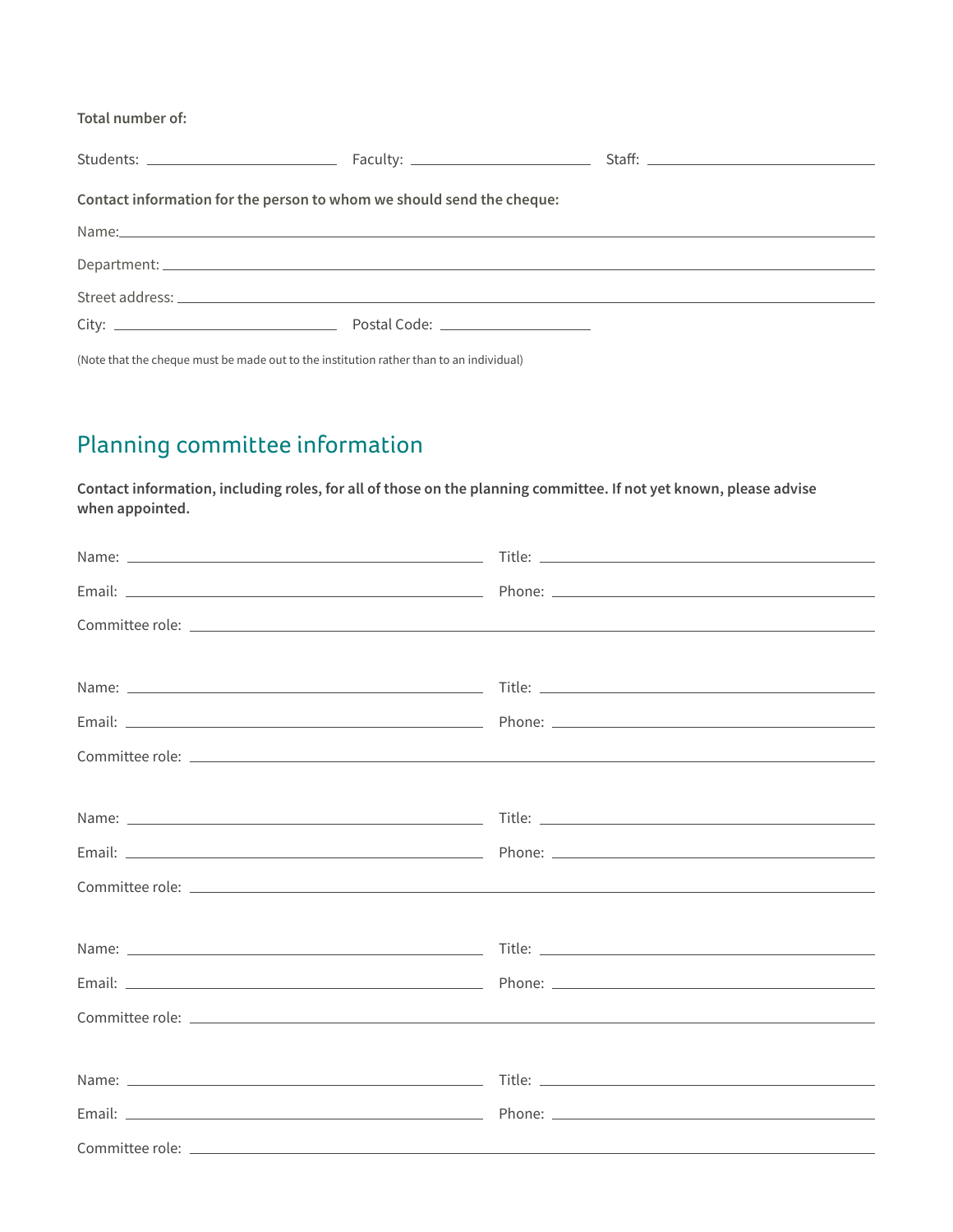**Total number of:**

Students: ____________________ Faculty: ____________________ Staff: ____________________

**Contact information for the person to whom we should send the cheque:**

Name: ________________________________________________

Department: ________________________________________________

Street address: ________________________________________________

City: ____________________ Postal Code: ____________________

(Note that the cheque must be made out to the institution rather than to an individual)

## Planning committee information

**Contact information, including roles, for all of those on the planning committee. If not yet known, please advise when appointed.**

Name: ____________________ Title: ____________________

Email: ____________________ Phone: ____________________

Committee role: ________________________________________________

Name: ____________________ Title: ____________________

Email: ____________________ Phone: ____________________

Committee role: ________________________________________________

Name: ____________________ Title: ____________________

Email: ____________________ Phone: ____________________

Committee role: ________________________________________________

Name: ____________________ Title: ____________________

Email: ____________________ Phone: ____________________

Committee role: ________________________________________________

Name: ____________________ Title: ____________________

Email: ____________________ Phone: ____________________

Committee role: ________________________________________________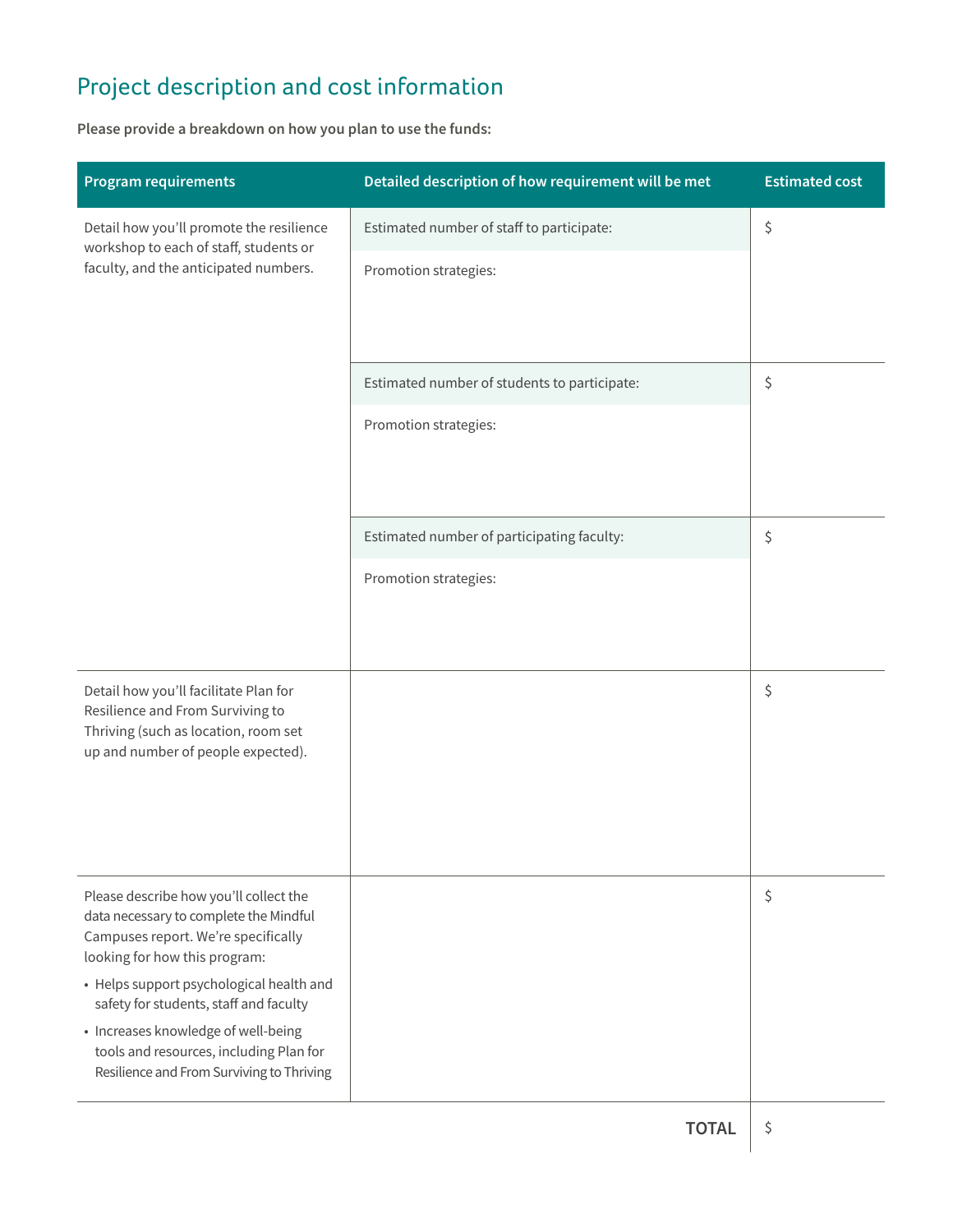## Project description and cost information

**Please provide a breakdown on how you plan to use the funds:**

| Program requirements | Detailed description of how requirement will be met | Estimated cost |
|---|---|---|
| Detail how you'll promote the resilience workshop to each of staff, students or faculty, and the anticipated numbers. | Estimated number of staff to participate:<br><br>Promotion strategies: | $ |
| | Estimated number of students to participate:<br><br>Promotion strategies: | $ |
| | Estimated number of participating faculty:<br><br>Promotion strategies: | $ |
| Detail how you'll facilitate Plan for Resilience and From Surviving to Thriving (such as location, room set up and number of people expected). | | $ |
| Please describe how you'll collect the data necessary to complete the Mindful Campuses report. We're specifically looking for how this program:<br>• Helps support psychological health and safety for students, staff and faculty<br>• Increases knowledge of well-being tools and resources, including Plan for Resilience and From Surviving to Thriving | | $ |
| | **TOTAL** | $ |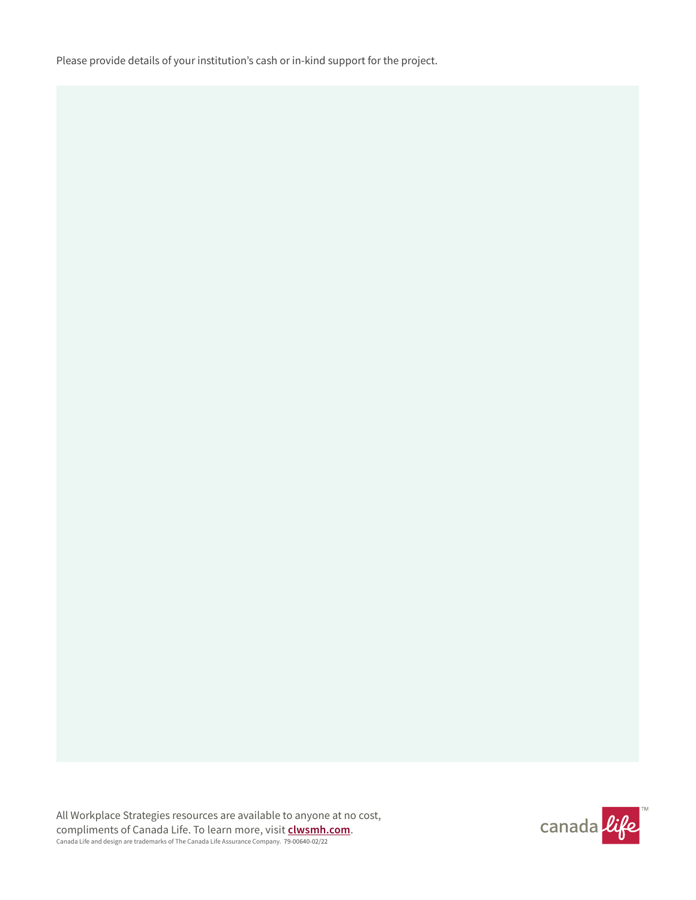Please provide details of your institution's cash or in-kind support for the project.

All Workplace Strategies resources are available to anyone at no cost, compliments of Canada Life. To learn more, visit **clwsmh.com**.

Canada Life and design are trademarks of The Canada Life Assurance Company. 79-00640-02/22